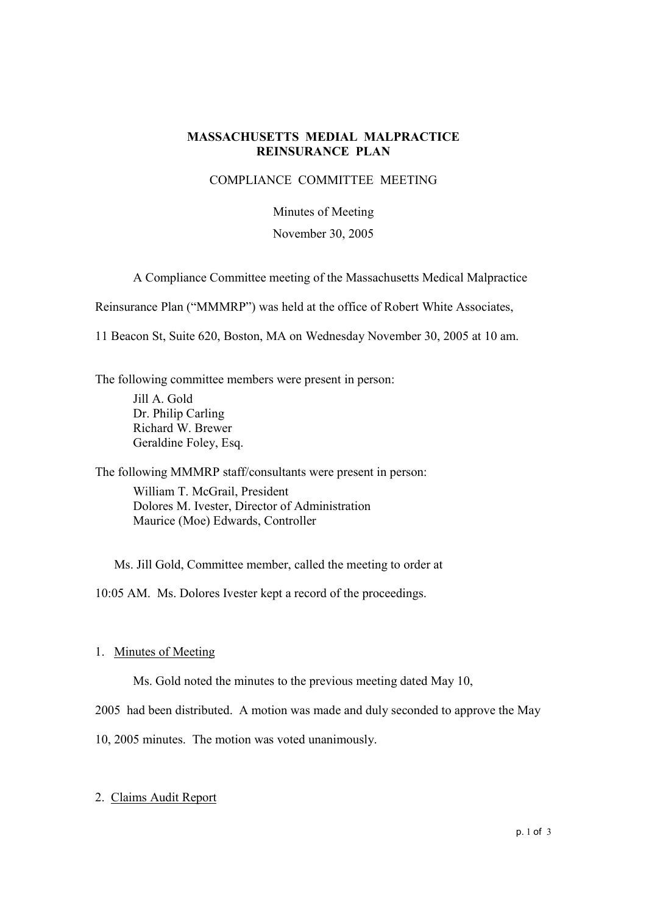**MASSACHUSETTS MEDIAL MALPRACTICE REINSURANCE PLAN**

COMPLIANCE COMMITTEE MEETING

Minutes of Meeting

November 30, 2005

A Compliance Committee meeting of the Massachusetts Medical Malpractice Reinsurance Plan ("MMMRP") was held at the office of Robert White Associates, 11 Beacon St, Suite 620, Boston, MA on Wednesday November 30, 2005 at 10 am.

The following committee members were present in person:

Jill A. Gold
Dr. Philip Carling
Richard W. Brewer
Geraldine Foley, Esq.

The following MMMRP staff/consultants were present in person:

William T. McGrail, President
Dolores M. Ivester, Director of Administration
Maurice (Moe) Edwards, Controller

Ms. Jill Gold, Committee member, called the meeting to order at 10:05 AM. Ms. Dolores Ivester kept a record of the proceedings.

1. Minutes of Meeting

Ms. Gold noted the minutes to the previous meeting dated May 10, 2005 had been distributed. A motion was made and duly seconded to approve the May 10, 2005 minutes. The motion was voted unanimously.

2. Claims Audit Report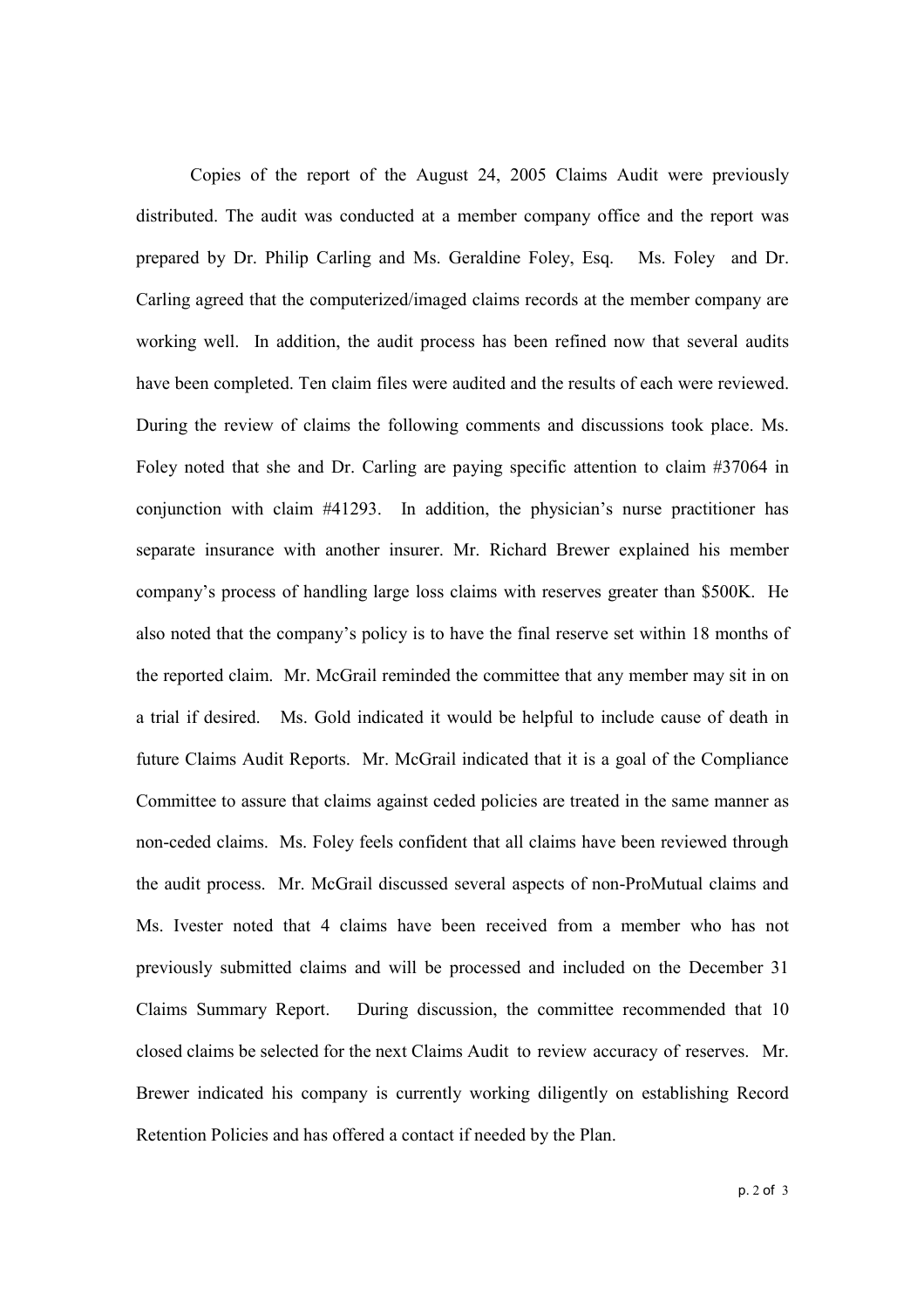Copies of the report of the August 24, 2005 Claims Audit were previously distributed. The audit was conducted at a member company office and the report was prepared by Dr. Philip Carling and Ms. Geraldine Foley, Esq. Ms. Foley and Dr. Carling agreed that the computerized/imaged claims records at the member company are working well. In addition, the audit process has been refined now that several audits have been completed. Ten claim files were audited and the results of each were reviewed. During the review of claims the following comments and discussions took place. Ms. Foley noted that she and Dr. Carling are paying specific attention to claim #37064 in conjunction with claim #41293. In addition, the physician's nurse practitioner has separate insurance with another insurer. Mr. Richard Brewer explained his member company's process of handling large loss claims with reserves greater than $500K. He also noted that the company's policy is to have the final reserve set within 18 months of the reported claim. Mr. McGrail reminded the committee that any member may sit in on a trial if desired. Ms. Gold indicated it would be helpful to include cause of death in future Claims Audit Reports. Mr. McGrail indicated that it is a goal of the Compliance Committee to assure that claims against ceded policies are treated in the same manner as non-ceded claims. Ms. Foley feels confident that all claims have been reviewed through the audit process. Mr. McGrail discussed several aspects of non-ProMutual claims and Ms. Ivester noted that 4 claims have been received from a member who has not previously submitted claims and will be processed and included on the December 31 Claims Summary Report. During discussion, the committee recommended that 10 closed claims be selected for the next Claims Audit to review accuracy of reserves. Mr. Brewer indicated his company is currently working diligently on establishing Record Retention Policies and has offered a contact if needed by the Plan.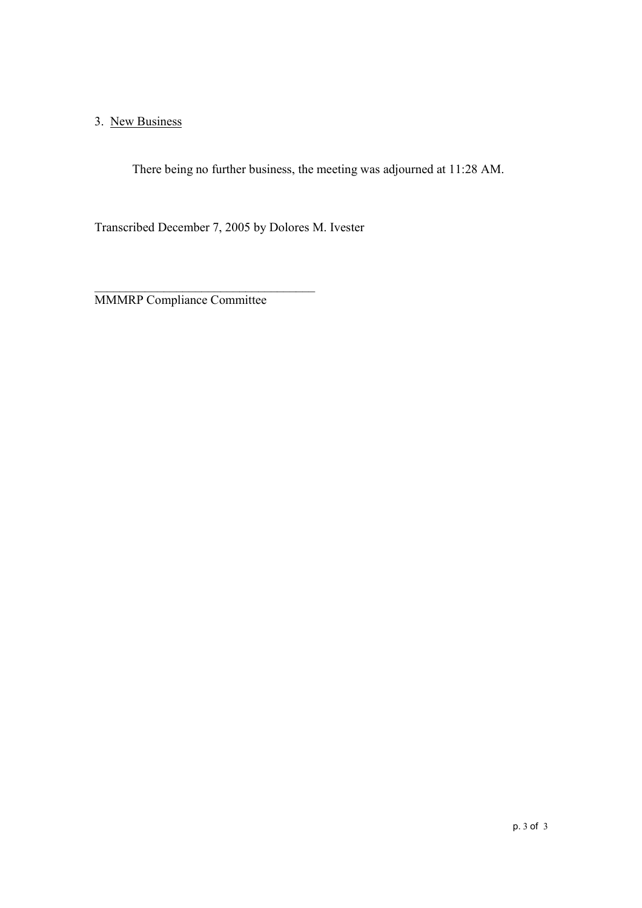3. <u>New Business</u>

There being no further business, the meeting was adjourned at 11:28 AM.

Transcribed December 7, 2005 by Dolores M. Ivester

\_\_\_\_\_\_\_\_\_\_\_\_\_\_\_\_\_\_\_\_\_\_\_\_\_\_\_\_\_\_\_\_\_\_\_

MMMRP Compliance Committee